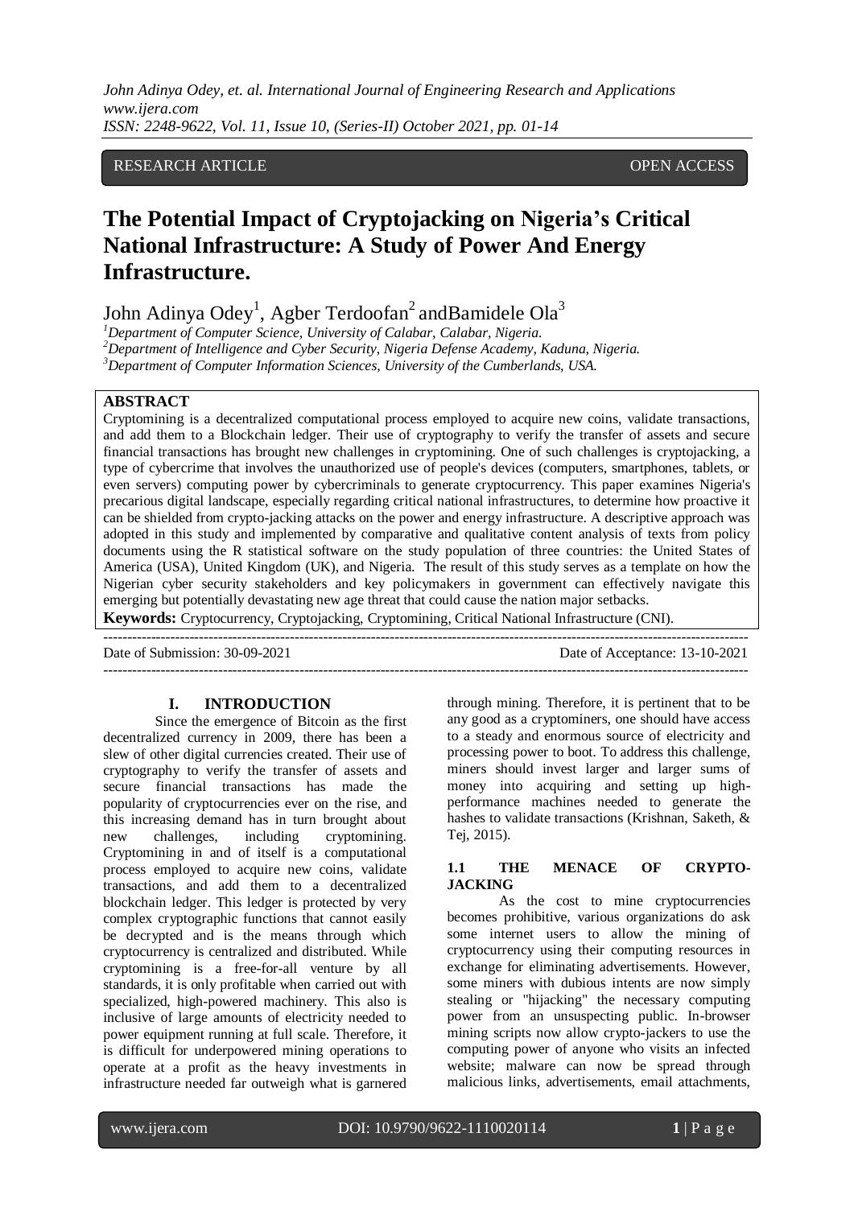RESEARCH ARTICLE OPEN ACCESS

# The Potential Impact of Cryptojacking on Nigeria's Critical National Infrastructure: A Study of Power And Energy Infrastructure.

John Adinya Odey[1], Agber Terdoofan[2] andBamidele Ola[3]

[1]*Department of Computer Science, University of Calabar, Calabar, Nigeria.*
[2]*Department of Intelligence and Cyber Security, Nigeria Defense Academy, Kaduna, Nigeria.*
[3]*Department of Computer Information Sciences, University of the Cumberlands, USA.*

## ABSTRACT

Cryptomining is a decentralized computational process employed to acquire new coins, validate transactions, and add them to a Blockchain ledger. Their use of cryptography to verify the transfer of assets and secure financial transactions has brought new challenges in cryptomining. One of such challenges is cryptojacking, a type of cybercrime that involves the unauthorized use of people's devices (computers, smartphones, tablets, or even servers) computing power by cybercriminals to generate cryptocurrency. This paper examines Nigeria's precarious digital landscape, especially regarding critical national infrastructures, to determine how proactive it can be shielded from crypto-jacking attacks on the power and energy infrastructure. A descriptive approach was adopted in this study and implemented by comparative and qualitative content analysis of texts from policy documents using the R statistical software on the study population of three countries: the United States of America (USA), United Kingdom (UK), and Nigeria. The result of this study serves as a template on how the Nigerian cyber security stakeholders and key policymakers in government can effectively navigate this emerging but potentially devastating new age threat that could cause the nation major setbacks.

**Keywords:** Cryptocurrency, Cryptojacking, Cryptomining, Critical National Infrastructure (CNI).

---

Date of Submission: 30-09-2021 Date of Acceptance: 13-10-2021

---

## I. INTRODUCTION

Since the emergence of Bitcoin as the first decentralized currency in 2009, there has been a slew of other digital currencies created. Their use of cryptography to verify the transfer of assets and secure financial transactions has made the popularity of cryptocurrencies ever on the rise, and this increasing demand has in turn brought about new challenges, including cryptomining. Cryptomining in and of itself is a computational process employed to acquire new coins, validate transactions, and add them to a decentralized blockchain ledger. This ledger is protected by very complex cryptographic functions that cannot easily be decrypted and is the means through which cryptocurrency is centralized and distributed. While cryptomining is a free-for-all venture by all standards, it is only profitable when carried out with specialized, high-powered machinery. This also is inclusive of large amounts of electricity needed to power equipment running at full scale. Therefore, it is difficult for underpowered mining operations to operate at a profit as the heavy investments in infrastructure needed far outweigh what is garnered through mining. Therefore, it is pertinent that to be any good as a cryptominers, one should have access to a steady and enormous source of electricity and processing power to boot. To address this challenge, miners should invest larger and larger sums of money into acquiring and setting up high-performance machines needed to generate the hashes to validate transactions (Krishnan, Saketh, & Tej, 2015).

### 1.1 THE MENACE OF CRYPTO-JACKING

As the cost to mine cryptocurrencies becomes prohibitive, various organizations do ask some internet users to allow the mining of cryptocurrency using their computing resources in exchange for eliminating advertisements. However, some miners with dubious intents are now simply stealing or "hijacking" the necessary computing power from an unsuspecting public. In-browser mining scripts now allow crypto-jackers to use the computing power of anyone who visits an infected website; malware can now be spread through malicious links, advertisements, email attachments,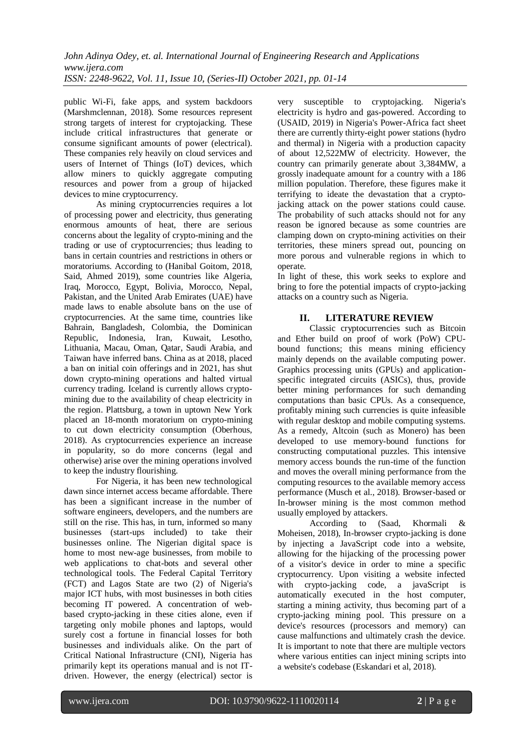public Wi-Fi, fake apps, and system backdoors (Marshmclennan, 2018). Some resources represent strong targets of interest for cryptojacking. These include critical infrastructures that generate or consume significant amounts of power (electrical). These companies rely heavily on cloud services and users of Internet of Things (IoT) devices, which allow miners to quickly aggregate computing resources and power from a group of hijacked devices to mine cryptocurrency.

As mining cryptocurrencies requires a lot of processing power and electricity, thus generating enormous amounts of heat, there are serious concerns about the legality of crypto-mining and the trading or use of cryptocurrencies; thus leading to bans in certain countries and restrictions in others or moratoriums. According to (Hanibal Goitom, 2018, Said, Ahmed 2019), some countries like Algeria, Iraq, Morocco, Egypt, Bolivia, Morocco, Nepal, Pakistan, and the United Arab Emirates (UAE) have made laws to enable absolute bans on the use of cryptocurrencies. At the same time, countries like Bahrain, Bangladesh, Colombia, the Dominican Republic, Indonesia, Iran, Kuwait, Lesotho, Lithuania, Macau, Oman, Qatar, Saudi Arabia, and Taiwan have inferred bans. China as at 2018, placed a ban on initial coin offerings and in 2021, has shut down crypto-mining operations and halted virtual currency trading. Iceland is currently allows crypto-mining due to the availability of cheap electricity in the region. Plattsburg, a town in uptown New York placed an 18-month moratorium on crypto-mining to cut down electricity consumption (Oberhous, 2018). As cryptocurrencies experience an increase in popularity, so do more concerns (legal and otherwise) arise over the mining operations involved to keep the industry flourishing.

For Nigeria, it has been new technological dawn since internet access became affordable. There has been a significant increase in the number of software engineers, developers, and the numbers are still on the rise. This has, in turn, informed so many businesses (start-ups included) to take their businesses online. The Nigerian digital space is home to most new-age businesses, from mobile to web applications to chat-bots and several other technological tools. The Federal Capital Territory (FCT) and Lagos State are two (2) of Nigeria's major ICT hubs, with most businesses in both cities becoming IT powered. A concentration of web-based crypto-jacking in these cities alone, even if targeting only mobile phones and laptops, would surely cost a fortune in financial losses for both businesses and individuals alike. On the part of Critical National Infrastructure (CNI), Nigeria has primarily kept its operations manual and is not IT-driven. However, the energy (electrical) sector is very susceptible to cryptojacking. Nigeria's electricity is hydro and gas-powered. According to (USAID, 2019) in Nigeria's Power-Africa fact sheet there are currently thirty-eight power stations (hydro and thermal) in Nigeria with a production capacity of about 12,522MW of electricity. However, the country can primarily generate about 3,384MW, a grossly inadequate amount for a country with a 186 million population. Therefore, these figures make it terrifying to ideate the devastation that a crypto-jacking attack on the power stations could cause. The probability of such attacks should not for any reason be ignored because as some countries are clamping down on crypto-mining activities on their territories, these miners spread out, pouncing on more porous and vulnerable regions in which to operate.

In light of these, this work seeks to explore and bring to fore the potential impacts of crypto-jacking attacks on a country such as Nigeria.

## II. LITERATURE REVIEW

Classic cryptocurrencies such as Bitcoin and Ether build on proof of work (PoW) CPU-bound functions; this means mining efficiency mainly depends on the available computing power. Graphics processing units (GPUs) and application-specific integrated circuits (ASICs), thus, provide better mining performances for such demanding computations than basic CPUs. As a consequence, profitably mining such currencies is quite infeasible with regular desktop and mobile computing systems. As a remedy, Altcoin (such as Monero) has been developed to use memory-bound functions for constructing computational puzzles. This intensive memory access bounds the run-time of the function and moves the overall mining performance from the computing resources to the available memory access performance (Musch et al., 2018). Browser-based or In-browser mining is the most common method usually employed by attackers.

According to (Saad, Khormali & Moheisen, 2018), In-browser crypto-jacking is done by injecting a JavaScript code into a website, allowing for the hijacking of the processing power of a visitor's device in order to mine a specific cryptocurrency. Upon visiting a website infected with crypto-jacking code, a javaScript is automatically executed in the host computer, starting a mining activity, thus becoming part of a crypto-jacking mining pool. This pressure on a device's resources (processors and memory) can cause malfunctions and ultimately crash the device. It is important to note that there are multiple vectors where various entities can inject mining scripts into a website's codebase (Eskandari et al, 2018).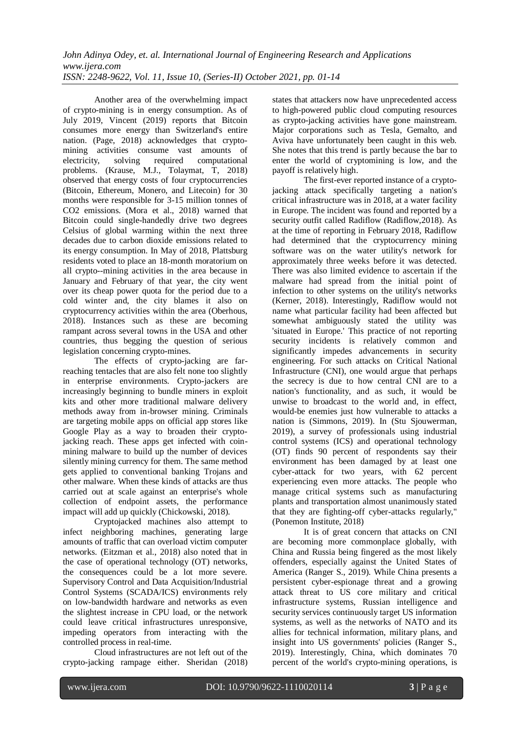Another area of the overwhelming impact of crypto-mining is in energy consumption. As of July 2019, Vincent (2019) reports that Bitcoin consumes more energy than Switzerland's entire nation. (Page, 2018) acknowledges that crypto-mining activities consume vast amounts of electricity, solving required computational problems. (Krause, M.J., Tolaymat, T, 2018) observed that energy costs of four cryptocurrencies (Bitcoin, Ethereum, Monero, and Litecoin) for 30 months were responsible for 3-15 million tonnes of $CO_2$ emissions. (Mora et al., 2018) warned that Bitcoin could single-handedly drive two degrees Celsius of global warming within the next three decades due to carbon dioxide emissions related to its energy consumption. In May of 2018, Plattsburg residents voted to place an 18-month moratorium on all crypto--mining activities in the area because in January and February of that year, the city went over its cheap power quota for the period due to a cold winter and, the city blames it also on cryptocurrency activities within the area (Oberhous, 2018). Instances such as these are becoming rampant across several towns in the USA and other countries, thus begging the question of serious legislation concerning crypto-mines.

The effects of crypto-jacking are far-reaching tentacles that are also felt none too slightly in enterprise environments. Crypto-jackers are increasingly beginning to bundle miners in exploit kits and other more traditional malware delivery methods away from in-browser mining. Criminals are targeting mobile apps on official app stores like Google Play as a way to broaden their crypto-jacking reach. These apps get infected with coin-mining malware to build up the number of devices silently mining currency for them. The same method gets applied to conventional banking Trojans and other malware. When these kinds of attacks are thus carried out at scale against an enterprise's whole collection of endpoint assets, the performance impact will add up quickly (Chickowski, 2018).

Cryptojacked machines also attempt to infect neighboring machines, generating large amounts of traffic that can overload victim computer networks. (Eitzman et al., 2018) also noted that in the case of operational technology (OT) networks, the consequences could be a lot more severe. Supervisory Control and Data Acquisition/Industrial Control Systems (SCADA/ICS) environments rely on low-bandwidth hardware and networks as even the slightest increase in CPU load, or the network could leave critical infrastructures unresponsive, impeding operators from interacting with the controlled process in real-time.

Cloud infrastructures are not left out of the crypto-jacking rampage either. Sheridan (2018) states that attackers now have unprecedented access to high-powered public cloud computing resources as crypto-jacking activities have gone mainstream. Major corporations such as Tesla, Gemalto, and Aviva have unfortunately been caught in this web. She notes that this trend is partly because the bar to enter the world of cryptomining is low, and the payoff is relatively high.

The first-ever reported instance of a crypto-jacking attack specifically targeting a nation's critical infrastructure was in 2018, at a water facility in Europe. The incident was found and reported by a security outfit called Radiflow (Radiflow,2018). As at the time of reporting in February 2018, Radiflow had determined that the cryptocurrency mining software was on the water utility's network for approximately three weeks before it was detected. There was also limited evidence to ascertain if the malware had spread from the initial point of infection to other systems on the utility's networks (Kerner, 2018). Interestingly, Radiflow would not name what particular facility had been affected but somewhat ambiguously stated the utility was 'situated in Europe.' This practice of not reporting security incidents is relatively common and significantly impedes advancements in security engineering. For such attacks on Critical National Infrastructure (CNI), one would argue that perhaps the secrecy is due to how central CNI are to a nation's functionality, and as such, it would be unwise to broadcast to the world and, in effect, would-be enemies just how vulnerable to attacks a nation is (Simmons, 2019). In (Stu Sjouwerman, 2019), a survey of professionals using industrial control systems (ICS) and operational technology (OT) finds 90 percent of respondents say their environment has been damaged by at least one cyber-attack for two years, with 62 percent experiencing even more attacks. The people who manage critical systems such as manufacturing plants and transportation almost unanimously stated that they are fighting-off cyber-attacks regularly," (Ponemon Institute, 2018)

It is of great concern that attacks on CNI are becoming more commonplace globally, with China and Russia being fingered as the most likely offenders, especially against the United States of America (Ranger S., 2019). While China presents a persistent cyber-espionage threat and a growing attack threat to US core military and critical infrastructure systems, Russian intelligence and security services continuously target US information systems, as well as the networks of NATO and its allies for technical information, military plans, and insight into US governments' policies (Ranger S., 2019). Interestingly, China, which dominates 70 percent of the world's crypto-mining operations, is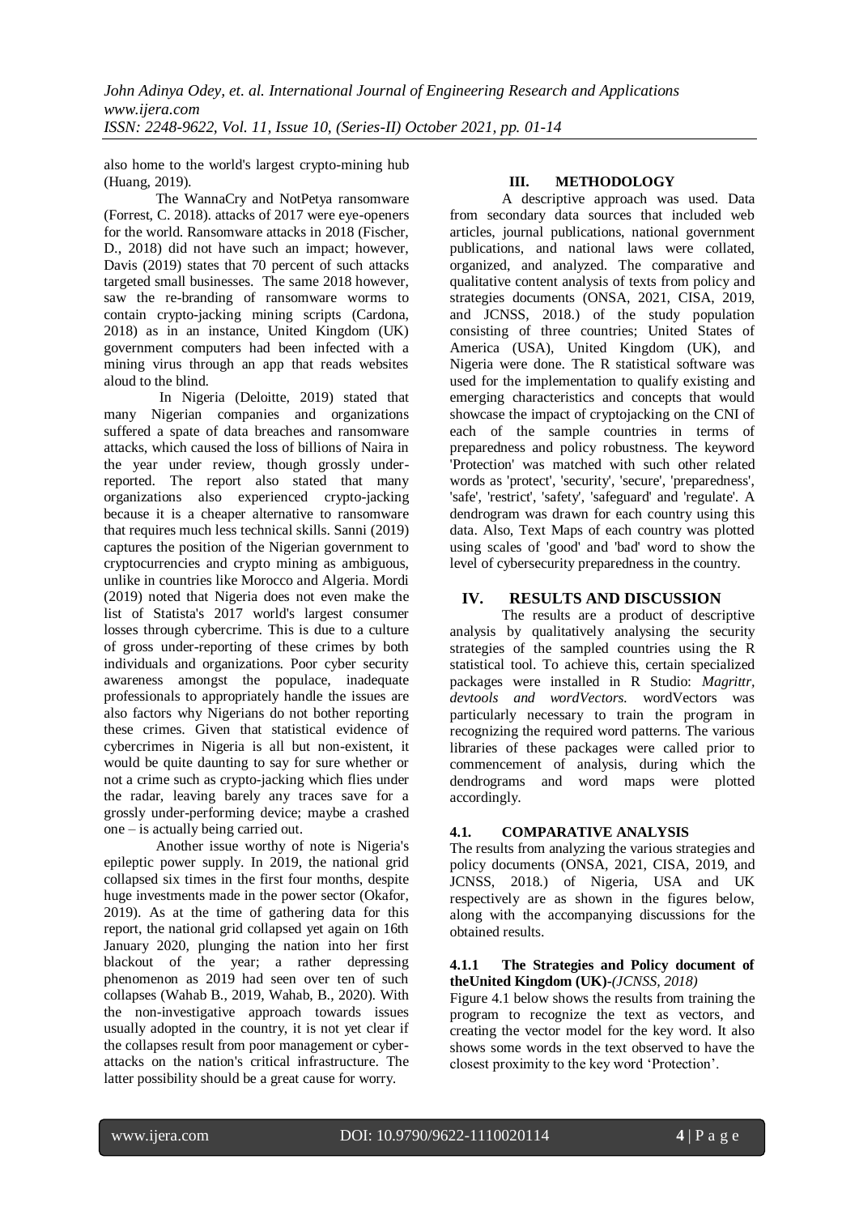also home to the world's largest crypto-mining hub (Huang, 2019).

The WannaCry and NotPetya ransomware (Forrest, C. 2018). attacks of 2017 were eye-openers for the world. Ransomware attacks in 2018 (Fischer, D., 2018) did not have such an impact; however, Davis (2019) states that 70 percent of such attacks targeted small businesses. The same 2018 however, saw the re-branding of ransomware worms to contain crypto-jacking mining scripts (Cardona, 2018) as in an instance, United Kingdom (UK) government computers had been infected with a mining virus through an app that reads websites aloud to the blind.

In Nigeria (Deloitte, 2019) stated that many Nigerian companies and organizations suffered a spate of data breaches and ransomware attacks, which caused the loss of billions of Naira in the year under review, though grossly under-reported. The report also stated that many organizations also experienced crypto-jacking because it is a cheaper alternative to ransomware that requires much less technical skills. Sanni (2019) captures the position of the Nigerian government to cryptocurrencies and crypto mining as ambiguous, unlike in countries like Morocco and Algeria. Mordi (2019) noted that Nigeria does not even make the list of Statista's 2017 world's largest consumer losses through cybercrime. This is due to a culture of gross under-reporting of these crimes by both individuals and organizations. Poor cyber security awareness amongst the populace, inadequate professionals to appropriately handle the issues are also factors why Nigerians do not bother reporting these crimes. Given that statistical evidence of cybercrimes in Nigeria is all but non-existent, it would be quite daunting to say for sure whether or not a crime such as crypto-jacking which flies under the radar, leaving barely any traces save for a grossly under-performing device; maybe a crashed one – is actually being carried out.

Another issue worthy of note is Nigeria's epileptic power supply. In 2019, the national grid collapsed six times in the first four months, despite huge investments made in the power sector (Okafor, 2019). As at the time of gathering data for this report, the national grid collapsed yet again on 16th January 2020, plunging the nation into her first blackout of the year; a rather depressing phenomenon as 2019 had seen over ten of such collapses (Wahab B., 2019, Wahab, B., 2020). With the non-investigative approach towards issues usually adopted in the country, it is not yet clear if the collapses result from poor management or cyber-attacks on the nation's critical infrastructure. The latter possibility should be a great cause for worry.

## III. METHODOLOGY

A descriptive approach was used. Data from secondary data sources that included web articles, journal publications, national government publications, and national laws were collated, organized, and analyzed. The comparative and qualitative content analysis of texts from policy and strategies documents (ONSA, 2021, CISA, 2019, and JCNSS, 2018.) of the study population consisting of three countries; United States of America (USA), United Kingdom (UK), and Nigeria were done. The R statistical software was used for the implementation to qualify existing and emerging characteristics and concepts that would showcase the impact of cryptojacking on the CNI of each of the sample countries in terms of preparedness and policy robustness. The keyword 'Protection' was matched with such other related words as 'protect', 'security', 'secure', 'preparedness', 'safe', 'restrict', 'safety', 'safeguard' and 'regulate'. A dendrogram was drawn for each country using this data. Also, Text Maps of each country was plotted using scales of 'good' and 'bad' word to show the level of cybersecurity preparedness in the country.

## IV. RESULTS AND DISCUSSION

The results are a product of descriptive analysis by qualitatively analysing the security strategies of the sampled countries using the R statistical tool. To achieve this, certain specialized packages were installed in R Studio: *Magrittr, devtools and wordVectors.* wordVectors was particularly necessary to train the program in recognizing the required word patterns. The various libraries of these packages were called prior to commencement of analysis, during which the dendrograms and word maps were plotted accordingly.

### 4.1. COMPARATIVE ANALYSIS

The results from analyzing the various strategies and policy documents (ONSA, 2021, CISA, 2019, and JCNSS, 2018.) of Nigeria, USA and UK respectively are as shown in the figures below, along with the accompanying discussions for the obtained results.

#### 4.1.1 The Strategies and Policy document of theUnited Kingdom (UK)-*(JCNSS, 2018)*

Figure 4.1 below shows the results from training the program to recognize the text as vectors, and creating the vector model for the key word. It also shows some words in the text observed to have the closest proximity to the key word 'Protection'.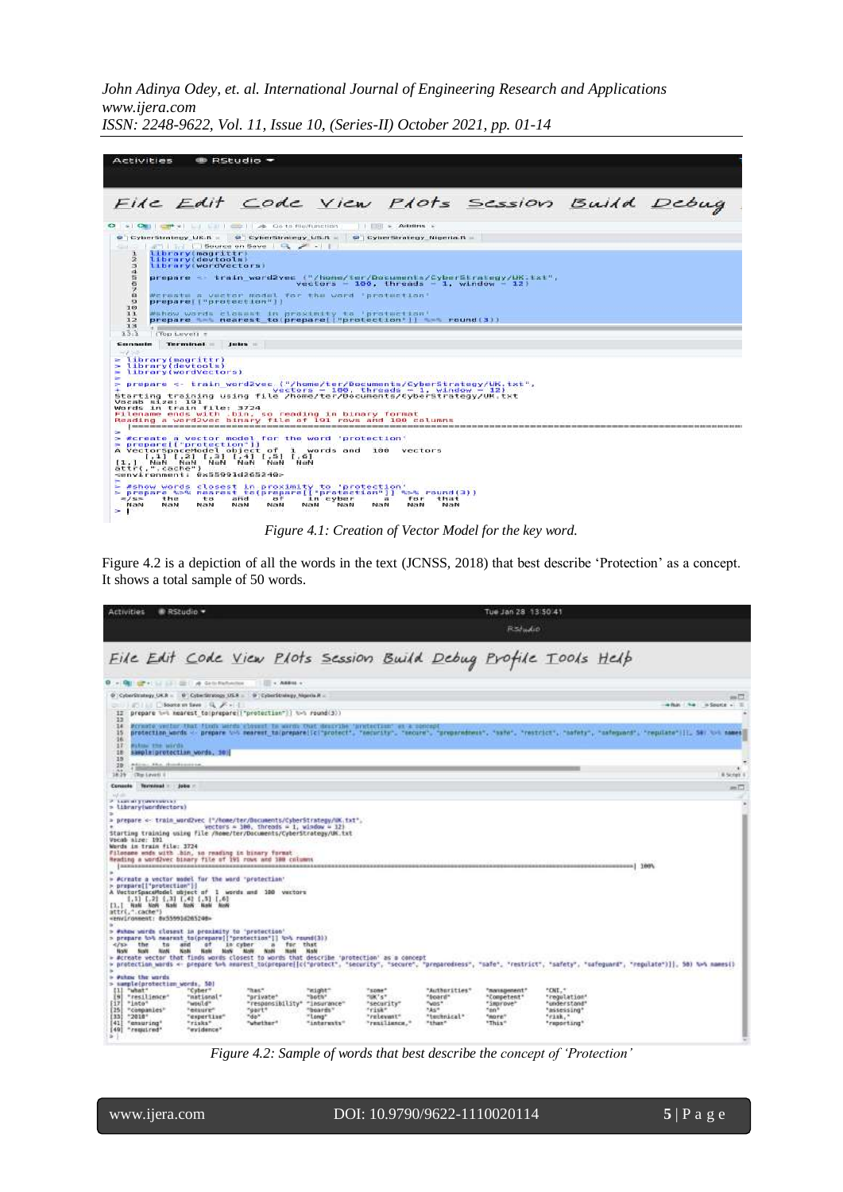*Figure 4.1: Creation of Vector Model for the key word.*

Figure 4.2 is a depiction of all the words in the text (JCNSS, 2018) that best describe 'Protection' as a concept. It shows a total sample of 50 words.

*Figure 4.2: Sample of words that best describe the concept of 'Protection'*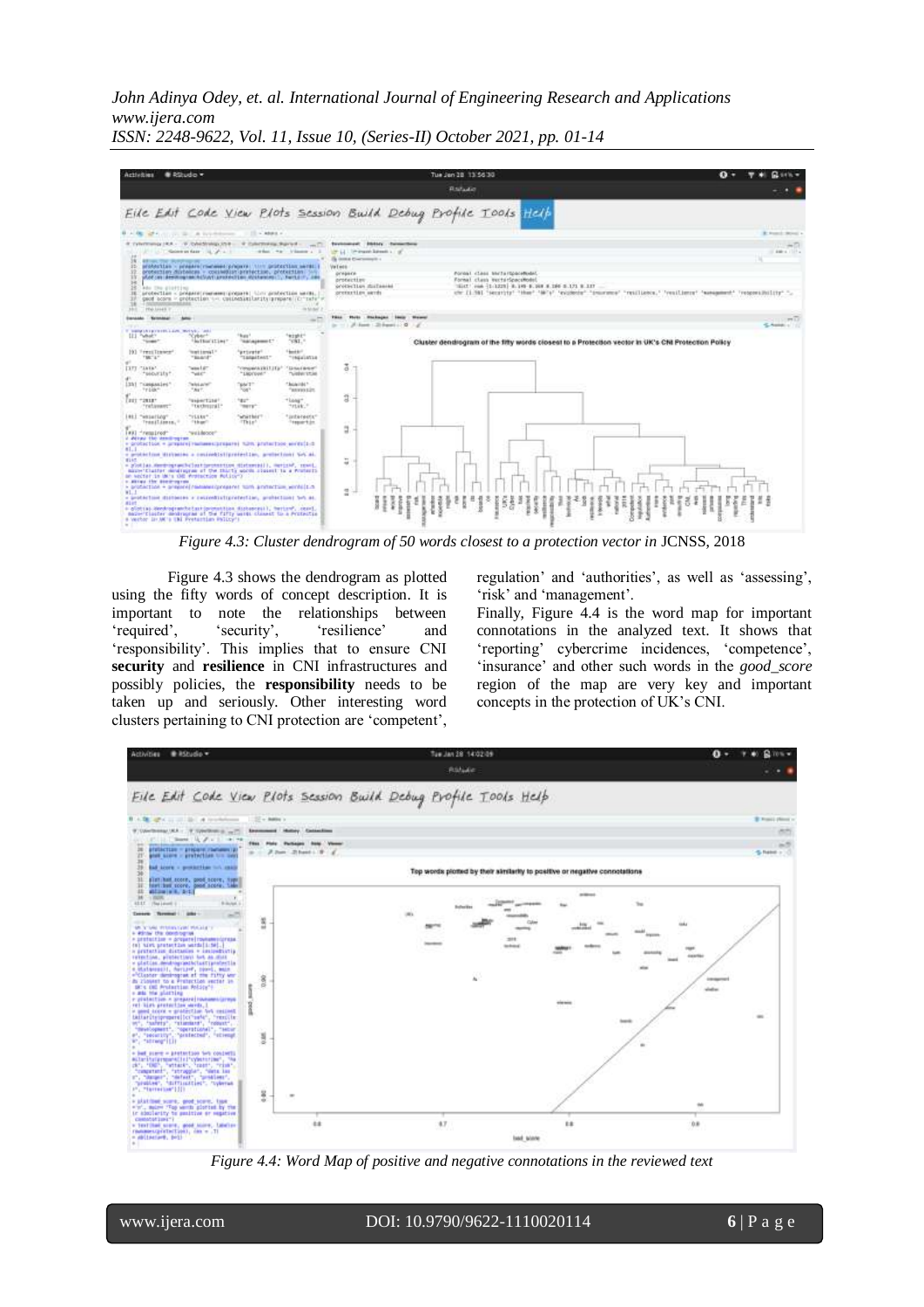*Figure 4.3: Cluster dendrogram of 50 words closest to a protection vector in* JCNSS, 2018

Figure 4.3 shows the dendrogram as plotted using the fifty words of concept description. It is important to note the relationships between 'required', 'security', 'resilience' and 'responsibility'. This implies that to ensure CNI **security** and **resilience** in CNI infrastructures and possibly policies, the **responsibility** needs to be taken up and seriously. Other interesting word clusters pertaining to CNI protection are 'competent', 'regulation' and 'authorities', as well as 'assessing', 'risk' and 'management'.

Finally, Figure 4.4 is the word map for important connotations in the analyzed text. It shows that 'reporting' cybercrime incidences, 'competence', 'insurance' and other such words in the *good_score* region of the map are very key and important concepts in the protection of UK's CNI.

*Figure 4.4: Word Map of positive and negative connotations in the reviewed text*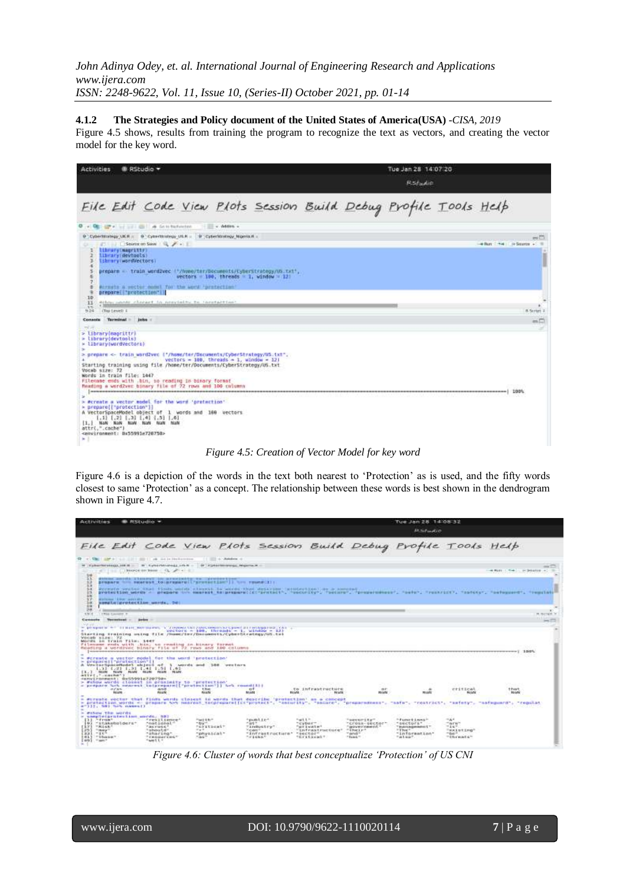#### 4.1.2 The Strategies and Policy document of the United States of America(USA) -*CISA, 2019*

Figure 4.5 shows, results from training the program to recognize the text as vectors, and creating the vector model for the key word.

*Figure 4.5: Creation of Vector Model for key word*

Figure 4.6 is a depiction of the words in the text both nearest to 'Protection' as is used, and the fifty words closest to same 'Protection' as a concept. The relationship between these words is best shown in the dendrogram shown in Figure 4.7.

*Figure 4.6: Cluster of words that best conceptualize 'Protection' of US CNI*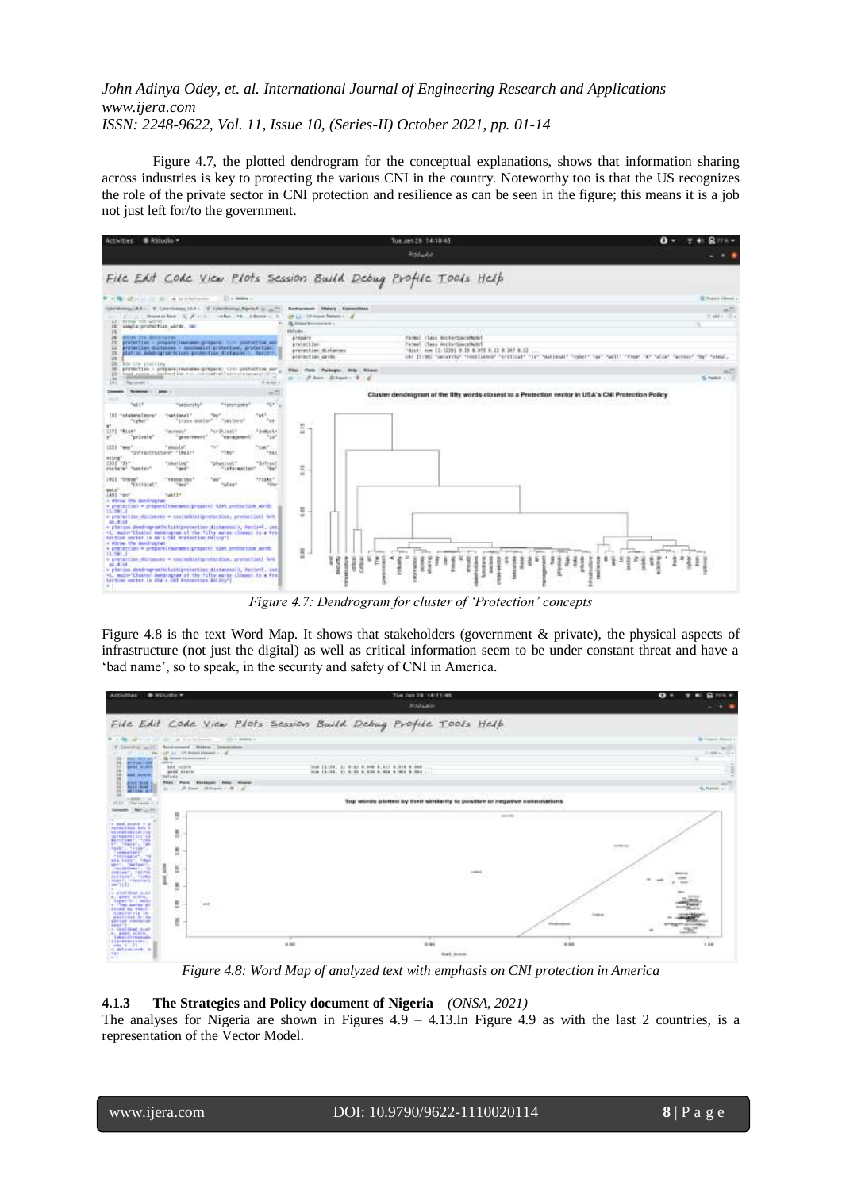Figure 4.7, the plotted dendrogram for the conceptual explanations, shows that information sharing across industries is key to protecting the various CNI in the country. Noteworthy too is that the US recognizes the role of the private sector in CNI protection and resilience as can be seen in the figure; this means it is a job not just left for/to the government.

*Figure 4.7: Dendrogram for cluster of 'Protection' concepts*

Figure 4.8 is the text Word Map. It shows that stakeholders (government & private), the physical aspects of infrastructure (not just the digital) as well as critical information seem to be under constant threat and have a 'bad name', so to speak, in the security and safety of CNI in America.

*Figure 4.8: Word Map of analyzed text with emphasis on CNI protection in America*

### 4.1.3 The Strategies and Policy document of Nigeria – *(ONSA, 2021)*

The analyses for Nigeria are shown in Figures 4.9 – 4.13.In Figure 4.9 as with the last 2 countries, is a representation of the Vector Model.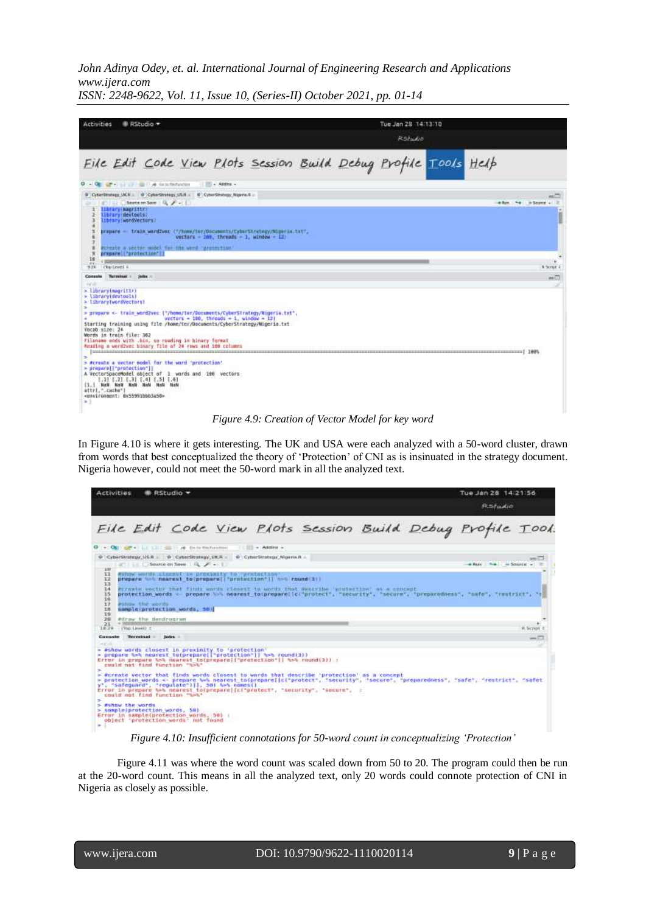*Figure 4.9: Creation of Vector Model for key word*

In Figure 4.10 is where it gets interesting. The UK and USA were each analyzed with a 50-word cluster, drawn from words that best conceptualized the theory of 'Protection' of CNI as is insinuated in the strategy document. Nigeria however, could not meet the 50-word mark in all the analyzed text.

*Figure 4.10: Insufficient connotations for 50-word count in conceptualizing 'Protection'*

Figure 4.11 was where the word count was scaled down from 50 to 20. The program could then be run at the 20-word count. This means in all the analyzed text, only 20 words could connote protection of CNI in Nigeria as closely as possible.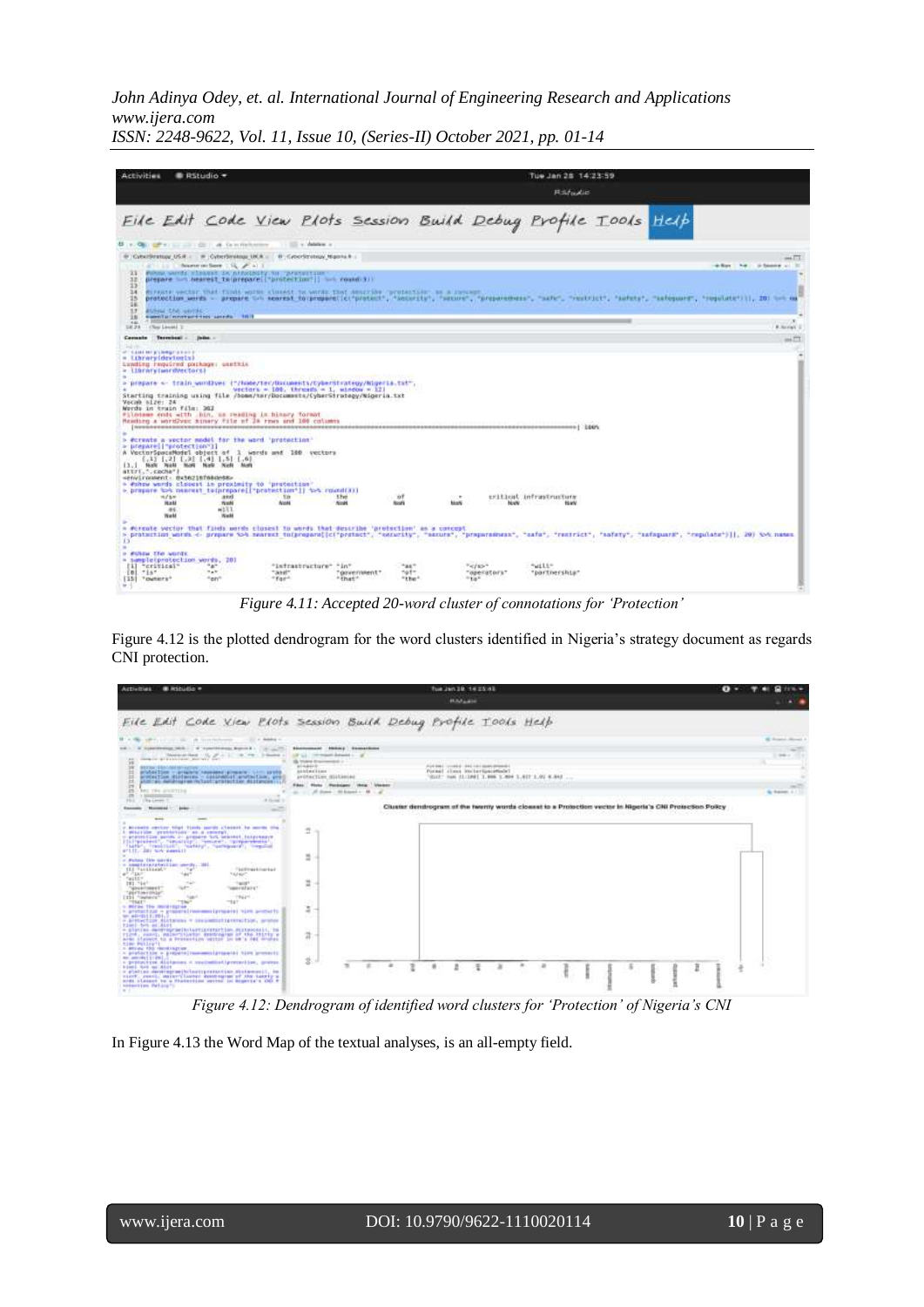*Figure 4.11: Accepted 20-word cluster of connotations for 'Protection'*

Figure 4.12 is the plotted dendrogram for the word clusters identified in Nigeria's strategy document as regards CNI protection.

*Figure 4.12: Dendrogram of identified word clusters for 'Protection' of Nigeria's CNI*

In Figure 4.13 the Word Map of the textual analyses, is an all-empty field.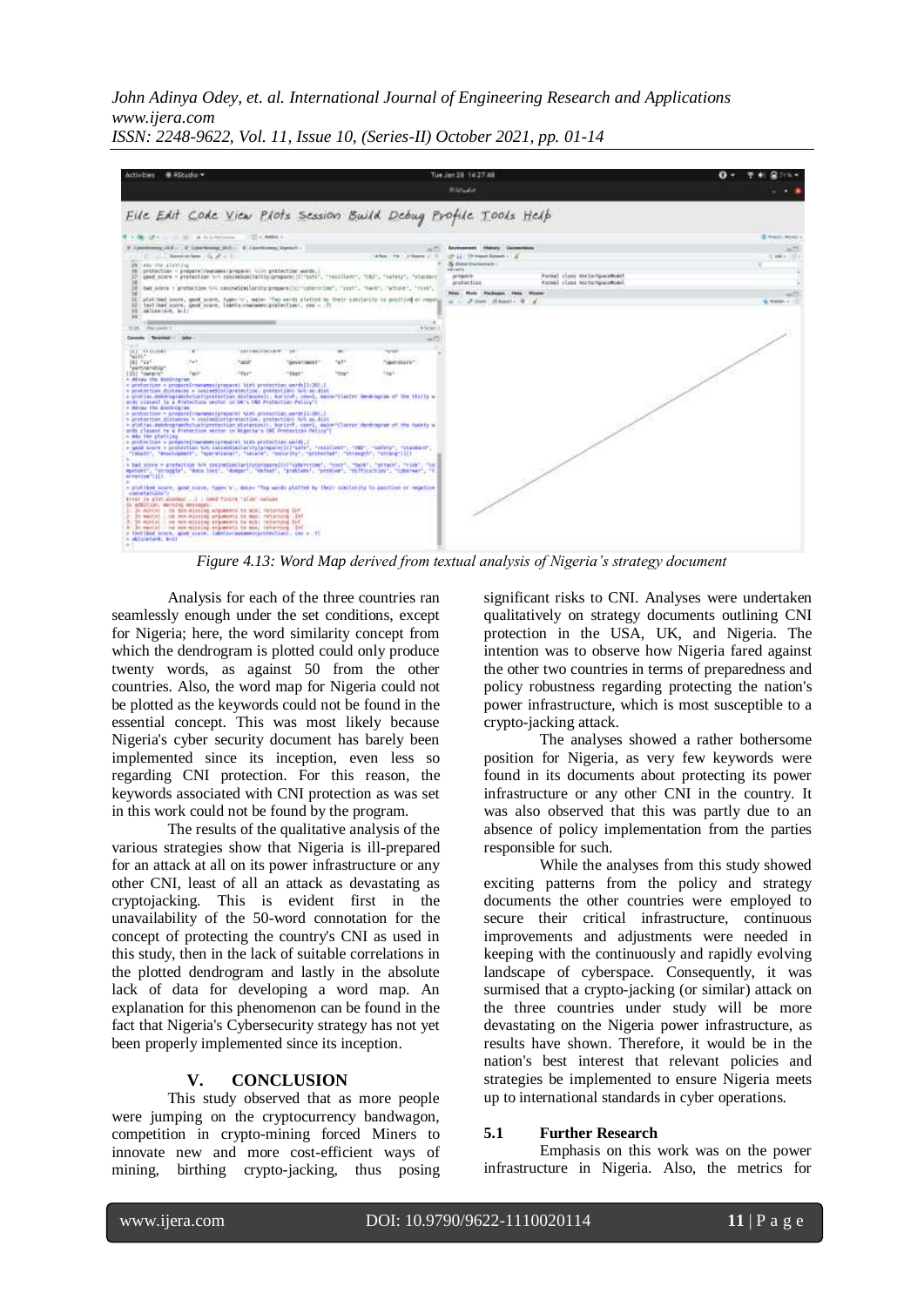*Figure 4.13: Word Map derived from textual analysis of Nigeria's strategy document*

Analysis for each of the three countries ran seamlessly enough under the set conditions, except for Nigeria; here, the word similarity concept from which the dendrogram is plotted could only produce twenty words, as against 50 from the other countries. Also, the word map for Nigeria could not be plotted as the keywords could not be found in the essential concept. This was most likely because Nigeria's cyber security document has barely been implemented since its inception, even less so regarding CNI protection. For this reason, the keywords associated with CNI protection as was set in this work could not be found by the program.

The results of the qualitative analysis of the various strategies show that Nigeria is ill-prepared for an attack at all on its power infrastructure or any other CNI, least of all an attack as devastating as cryptojacking. This is evident first in the unavailability of the 50-word connotation for the concept of protecting the country's CNI as used in this study, then in the lack of suitable correlations in the plotted dendrogram and lastly in the absolute lack of data for developing a word map. An explanation for this phenomenon can be found in the fact that Nigeria's Cybersecurity strategy has not yet been properly implemented since its inception.

## V. CONCLUSION

This study observed that as more people were jumping on the cryptocurrency bandwagon, competition in crypto-mining forced Miners to innovate new and more cost-efficient ways of mining, birthing crypto-jacking, thus posing significant risks to CNI. Analyses were undertaken qualitatively on strategy documents outlining CNI protection in the USA, UK, and Nigeria. The intention was to observe how Nigeria fared against the other two countries in terms of preparedness and policy robustness regarding protecting the nation's power infrastructure, which is most susceptible to a crypto-jacking attack.

The analyses showed a rather bothersome position for Nigeria, as very few keywords were found in its documents about protecting its power infrastructure or any other CNI in the country. It was also observed that this was partly due to an absence of policy implementation from the parties responsible for such.

While the analyses from this study showed exciting patterns from the policy and strategy documents the other countries were employed to secure their critical infrastructure, continuous improvements and adjustments were needed in keeping with the continuously and rapidly evolving landscape of cyberspace. Consequently, it was surmised that a crypto-jacking (or similar) attack on the three countries under study will be more devastating on the Nigeria power infrastructure, as results have shown. Therefore, it would be in the nation's best interest that relevant policies and strategies be implemented to ensure Nigeria meets up to international standards in cyber operations.

### 5.1 Further Research

Emphasis on this work was on the power infrastructure in Nigeria. Also, the metrics for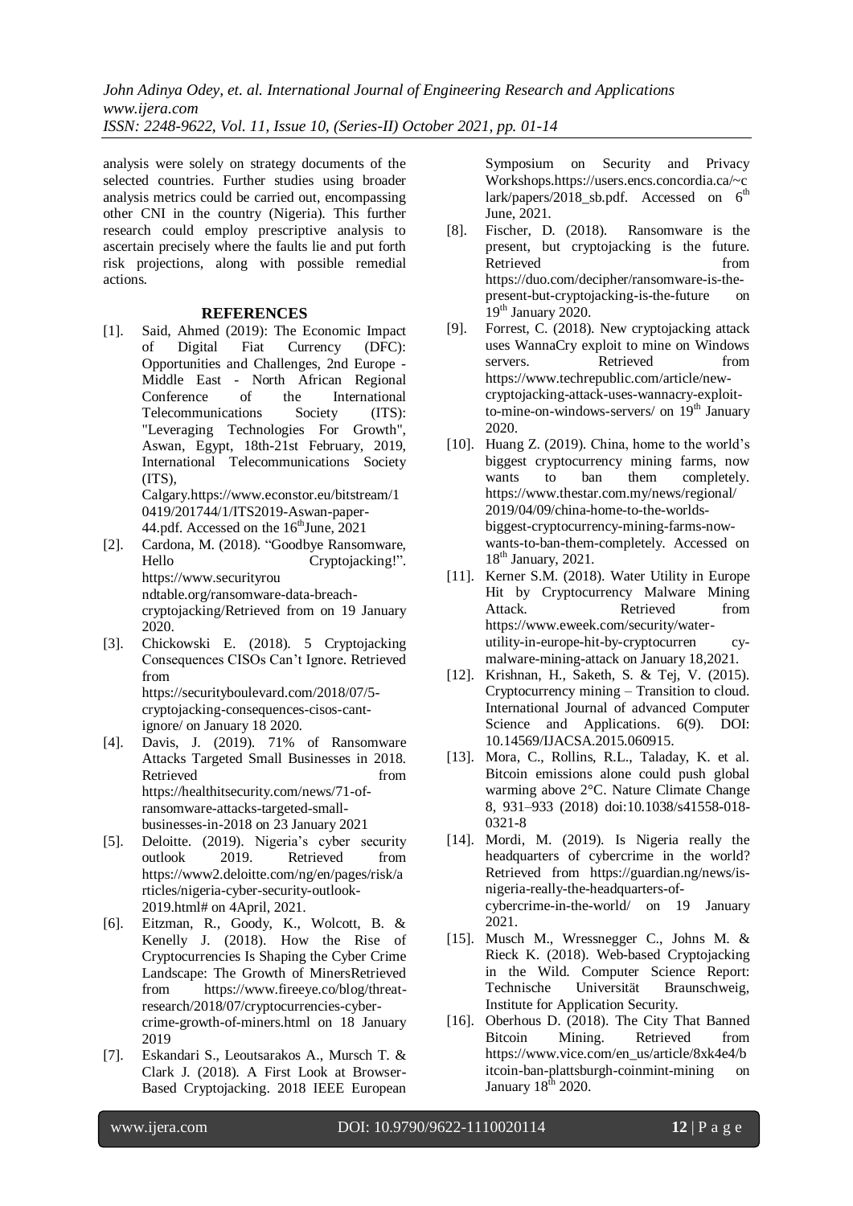analysis were solely on strategy documents of the selected countries. Further studies using broader analysis metrics could be carried out, encompassing other CNI in the country (Nigeria). This further research could employ prescriptive analysis to ascertain precisely where the faults lie and put forth risk projections, along with possible remedial actions.

## REFERENCES

[1]. Said, Ahmed (2019): The Economic Impact of Digital Fiat Currency (DFC): Opportunities and Challenges, 2nd Europe - Middle East - North African Regional Conference of the International Telecommunications Society (ITS): "Leveraging Technologies For Growth", Aswan, Egypt, 18th-21st February, 2019, International Telecommunications Society (ITS), Calgary.https://www.econstor.eu/bitstream/10419/201744/1/ITS2019-Aswan-paper-44.pdf. Accessed on the 16[th]June, 2021

[2]. Cardona, M. (2018). "Goodbye Ransomware, Hello Cryptojacking!". https://www.securityroundtable.org/ransomware-data-breach-cryptojacking/Retrieved from on 19 January 2020.

[3]. Chickowski E. (2018). 5 Cryptojacking Consequences CISOs Can't Ignore. Retrieved from https://securityboulevard.com/2018/07/5-cryptojacking-consequences-cisos-cant-ignore/ on January 18 2020.

[4]. Davis, J. (2019). 71% of Ransomware Attacks Targeted Small Businesses in 2018. Retrieved from https://healthitsecurity.com/news/71-of-ransomware-attacks-targeted-small-businesses-in-2018 on 23 January 2021

[5]. Deloitte. (2019). Nigeria's cyber security outlook 2019. Retrieved from https://www2.deloitte.com/ng/en/pages/risk/articles/nigeria-cyber-security-outlook-2019.html# on 4April, 2021.

[6]. Eitzman, R., Goody, K., Wolcott, B. & Kenelly J. (2018). How the Rise of Cryptocurrencies Is Shaping the Cyber Crime Landscape: The Growth of MinersRetrieved from https://www.fireeye.co/blog/threat-research/2018/07/cryptocurrencies-cyber-crime-growth-of-miners.html on 18 January 2019

[7]. Eskandari S., Leoutsarakos A., Mursch T. & Clark J. (2018). A First Look at Browser-Based Cryptojacking. 2018 IEEE European Symposium on Security and Privacy Workshops.https://users.encs.concordia.ca/~clark/papers/2018_sb.pdf. Accessed on 6[th] June, 2021.

[8]. Fischer, D. (2018). Ransomware is the present, but cryptojacking is the future. Retrieved from https://duo.com/decipher/ransomware-is-the-present-but-cryptojacking-is-the-future on 19[th] January 2020.

[9]. Forrest, C. (2018). New cryptojacking attack uses WannaCry exploit to mine on Windows servers. Retrieved from https://www.techrepublic.com/article/new-cryptojacking-attack-uses-wannacry-exploit-to-mine-on-windows-servers/ on 19[th] January 2020.

[10]. Huang Z. (2019). China, home to the world's biggest cryptocurrency mining farms, now wants to ban them completely. https://www.thestar.com.my/news/regional/2019/04/09/china-home-to-the-worlds-biggest-cryptocurrency-mining-farms-now-wants-to-ban-them-completely. Accessed on 18[th] January, 2021.

[11]. Kerner S.M. (2018). Water Utility in Europe Hit by Cryptocurrency Malware Mining Attack. Retrieved from https://www.eweek.com/security/water-utility-in-europe-hit-by-cryptocurren cy-malware-mining-attack on January 18,2021.

[12]. Krishnan, H., Saketh, S. & Tej, V. (2015). Cryptocurrency mining – Transition to cloud. International Journal of advanced Computer Science and Applications. 6(9). DOI: 10.14569/IJACSA.2015.060915.

[13]. Mora, C., Rollins, R.L., Taladay, K. et al. Bitcoin emissions alone could push global warming above 2°C. Nature Climate Change 8, 931–933 (2018) doi:10.1038/s41558-018-0321-8

[14]. Mordi, M. (2019). Is Nigeria really the headquarters of cybercrime in the world? Retrieved from https://guardian.ng/news/is-nigeria-really-the-headquarters-of-cybercrime-in-the-world/ on 19 January 2021.

[15]. Musch M., Wressnegger C., Johns M. & Rieck K. (2018). Web-based Cryptojacking in the Wild. Computer Science Report: Technische Universität Braunschweig, Institute for Application Security.

[16]. Oberhous D. (2018). The City That Banned Bitcoin Mining. Retrieved from https://www.vice.com/en_us/article/8xk4e4/bitcoin-ban-plattsburgh-coinmint-mining on January 18[th] 2020.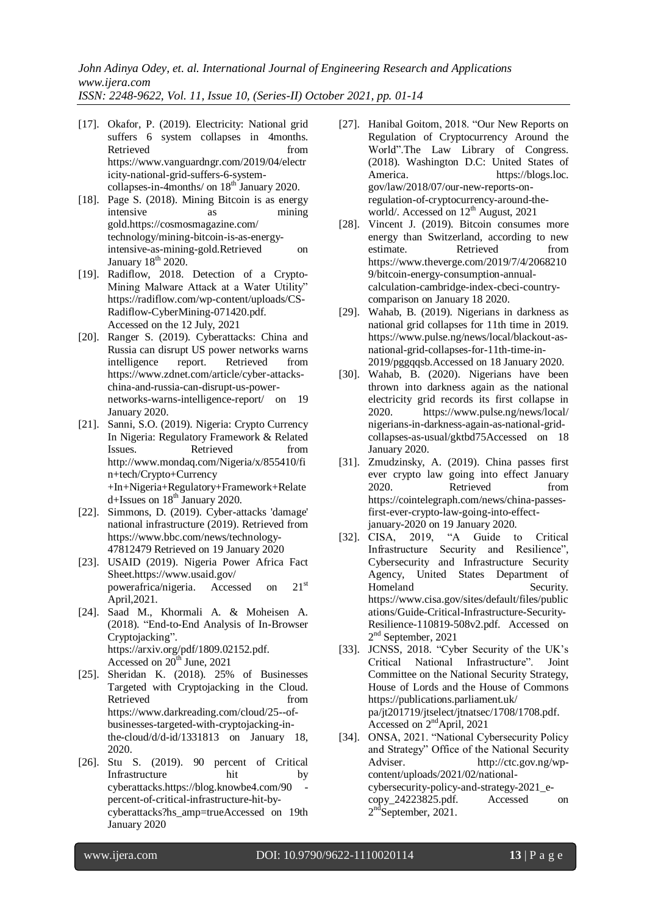[17]. Okafor, P. (2019). Electricity: National grid suffers 6 system collapses in 4months. Retrieved from https://www.vanguardngr.com/2019/04/electricity-national-grid-suffers-6-system-collapses-in-4months/ on 18th January 2020.

[18]. Page S. (2018). Mining Bitcoin is as energy intensive as mining gold.https://cosmosmagazine.com/technology/mining-bitcoin-is-as-energy-intensive-as-mining-gold.Retrieved on January 18th 2020.

[19]. Radiflow, 2018. Detection of a Crypto-Mining Malware Attack at a Water Utility" https://radiflow.com/wp-content/uploads/CS-Radiflow-CyberMining-071420.pdf. Accessed on the 12 July, 2021

[20]. Ranger S. (2019). Cyberattacks: China and Russia can disrupt US power networks warns intelligence report. Retrieved from https://www.zdnet.com/article/cyber-attacks-china-and-russia-can-disrupt-us-power-networks-warns-intelligence-report/ on 19 January 2020.

[21]. Sanni, S.O. (2019). Nigeria: Crypto Currency In Nigeria: Regulatory Framework & Related Issues. Retrieved from http://www.mondaq.com/Nigeria/x/855410/fin+tech/Crypto+Currency +In+Nigeria+Regulatory+Framework+Related+Issues on 18th January 2020.

[22]. Simmons, D. (2019). Cyber-attacks 'damage' national infrastructure (2019). Retrieved from https://www.bbc.com/news/technology-47812479 Retrieved on 19 January 2020

[23]. USAID (2019). Nigeria Power Africa Fact Sheet.https://www.usaid.gov/powerafrica/nigeria. Accessed on 21st April,2021.

[24]. Saad M., Khormali A. & Moheisen A. (2018). "End-to-End Analysis of In-Browser Cryptojacking". https://arxiv.org/pdf/1809.02152.pdf. Accessed on 20th June, 2021

[25]. Sheridan K. (2018). 25% of Businesses Targeted with Cryptojacking in the Cloud. Retrieved from https://www.darkreading.com/cloud/25--of-businesses-targeted-with-cryptojacking-in-the-cloud/d/d-id/1331813 on January 18, 2020.

[26]. Stu S. (2019). 90 percent of Critical Infrastructure hit by cyberattacks.https://blog.knowbe4.com/90-percent-of-critical-infrastructure-hit-by-cyberattacks?hs_amp=trueAccessed on 19th January 2020

[27]. Hanibal Goitom, 2018. "Our New Reports on Regulation of Cryptocurrency Around the World".The Law Library of Congress. (2018). Washington D.C: United States of America. https://blogs.loc.gov/law/2018/07/our-new-reports-on-regulation-of-cryptocurrency-around-the-world/. Accessed on 12th August, 2021

[28]. Vincent J. (2019). Bitcoin consumes more energy than Switzerland, according to new estimate. Retrieved from https://www.theverge.com/2019/7/4/20682109/bitcoin-energy-consumption-annual-calculation-cambridge-index-cbeci-country-comparison on January 18 2020.

[29]. Wahab, B. (2019). Nigerians in darkness as national grid collapses for 11th time in 2019. https://www.pulse.ng/news/local/blackout-as-national-grid-collapses-for-11th-time-in-2019/pggqqsb.Accessed on 18 January 2020.

[30]. Wahab, B. (2020). Nigerians have been thrown into darkness again as the national electricity grid records its first collapse in 2020. https://www.pulse.ng/news/local/nigerians-in-darkness-again-as-national-grid-collapses-as-usual/gktbd75Accessed on 18 January 2020.

[31]. Zmudzinsky, A. (2019). China passes first ever crypto law going into effect January 2020. Retrieved from https://cointelegraph.com/news/china-passes-first-ever-crypto-law-going-into-effect-january-2020 on 19 January 2020.

[32]. CISA, 2019, "A Guide to Critical Infrastructure Security and Resilience", Cybersecurity and Infrastructure Security Agency, United States Department of Homeland Security. https://www.cisa.gov/sites/default/files/publications/Guide-Critical-Infrastructure-Security-Resilience-110819-508v2.pdf. Accessed on 2nd September, 2021

[33]. JCNSS, 2018. "Cyber Security of the UK's Critical National Infrastructure". Joint Committee on the National Security Strategy, House of Lords and the House of Commons https://publications.parliament.uk/pa/jt201719/jtselect/jtnatsec/1708/1708.pdf. Accessed on 2ndApril, 2021

[34]. ONSA, 2021. "National Cybersecurity Policy and Strategy" Office of the National Security Adviser. http://ctc.gov.ng/wp-content/uploads/2021/02/national-cybersecurity-policy-and-strategy-2021_e-copy_24223825.pdf. Accessed on 2ndSeptember, 2021.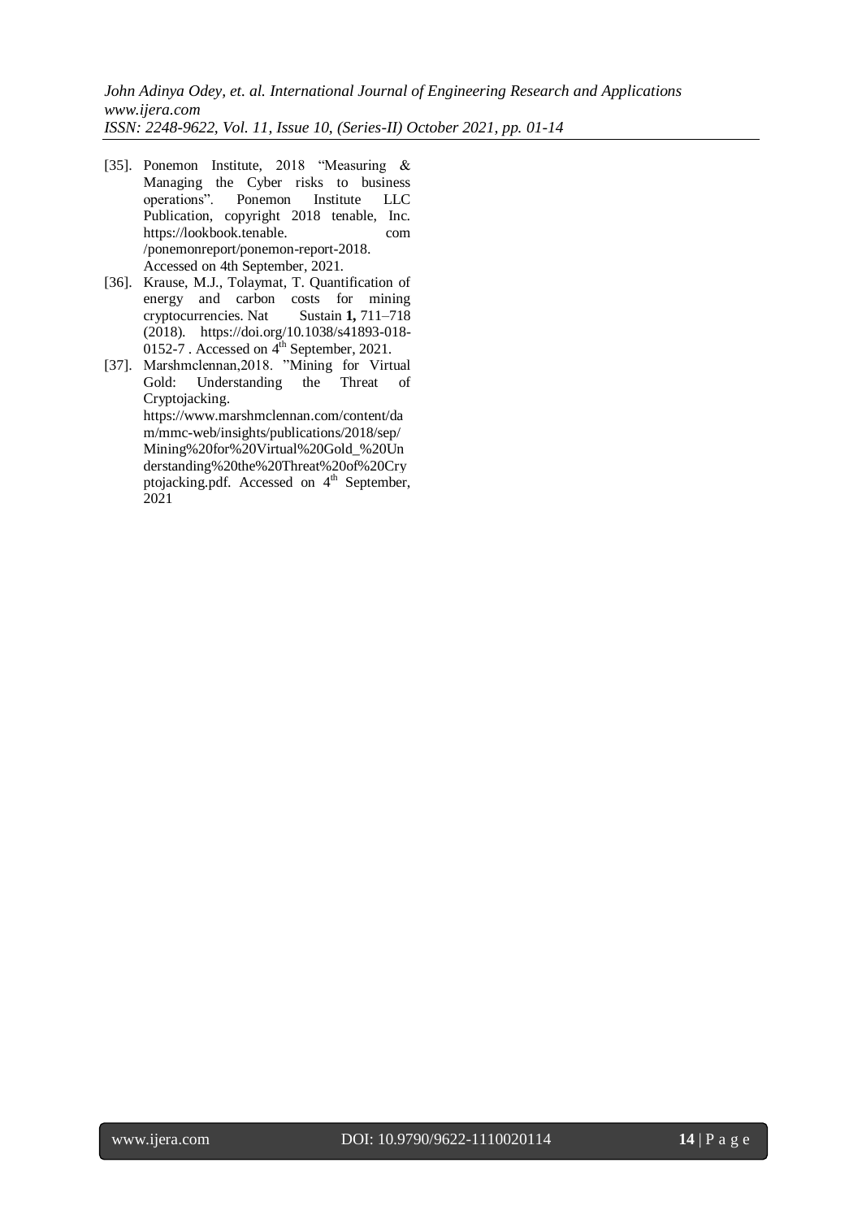[35]. Ponemon Institute, 2018 "Measuring & Managing the Cyber risks to business operations". Ponemon Institute LLC Publication, copyright 2018 tenable, Inc. https://lookbook.tenable. com /ponemonreport/ponemon-report-2018. Accessed on 4th September, 2021.

[36]. Krause, M.J., Tolaymat, T. Quantification of energy and carbon costs for mining cryptocurrencies. Nat Sustain **1,** 711–718 (2018). https://doi.org/10.1038/s41893-018-0152-7 . Accessed on 4th September, 2021.

[37]. Marshmclennan,2018. "Mining for Virtual Gold: Understanding the Threat of Cryptojacking. https://www.marshmclennan.com/content/dam/mmc-web/insights/publications/2018/sep/Mining%20for%20Virtual%20Gold_%20Understanding%20the%20Threat%20of%20Cryptojacking.pdf. Accessed on 4th September, 2021